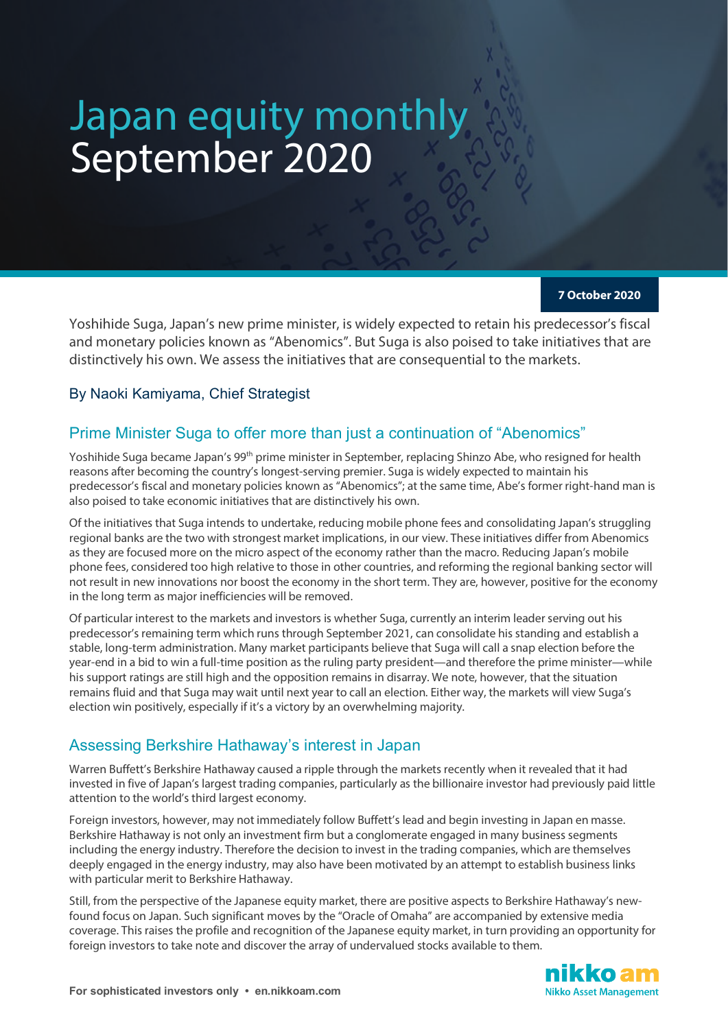# Japan equity monthly September 2020

**7 October 2020**

Yoshihide Suga, Japan's new prime minister, is widely expected to retain his predecessor's fiscal and monetary policies known as "Abenomics". But Suga is also poised to take initiatives that are distinctively his own. We assess the initiatives that are consequential to the markets.

By Naoki Kamiyama, Chief Strategist

## Prime Minister Suga to offer more than just a continuation of "Abenomics"

Yoshihide Suga became Japan's 99th prime minister in September, replacing Shinzo Abe, who resigned for health reasons after becoming the country's longest-serving premier. Suga is widely expected to maintain his predecessor's fiscal and monetary policies known as "Abenomics"; at the same time, Abe's former right-hand man is also poised to take economic initiatives that are distinctively his own.

Of the initiatives that Suga intends to undertake, reducing mobile phone fees and consolidating Japan's struggling regional banks are the two with strongest market implications, in our view. These initiatives differ from Abenomics as they are focused more on the micro aspect of the economy rather than the macro. Reducing Japan's mobile phone fees, considered too high relative to those in other countries, and reforming the regional banking sector will not result in new innovations nor boost the economy in the short term. They are, however, positive for the economy in the long term as major inefficiencies will be removed.

Of particular interest to the markets and investors is whether Suga, currently an interim leader serving out his predecessor's remaining term which runs through September 2021, can consolidate his standing and establish a stable, long-term administration. Many market participants believe that Suga will call a snap election before the year-end in a bid to win a full-time position as the ruling party president—and therefore the prime minister—while his support ratings are still high and the opposition remains in disarray. We note, however, that the situation remains fluid and that Suga may wait until next year to call an election. Either way, the markets will view Suga's election win positively, especially if it's a victory by an overwhelming majority.

## Assessing Berkshire Hathaway's interest in Japan

Warren Buffett's Berkshire Hathaway caused a ripple through the markets recently when it revealed that it had invested in five of Japan's largest trading companies, particularly as the billionaire investor had previously paid little attention to the world's third largest economy.

Foreign investors, however, may not immediately follow Buffett's lead and begin investing in Japan en masse. Berkshire Hathaway is not only an investment firm but a conglomerate engaged in many business segments including the energy industry. Therefore the decision to invest in the trading companies, which are themselves deeply engaged in the energy industry, may also have been motivated by an attempt to establish business links with particular merit to Berkshire Hathaway.

Still, from the perspective of the Japanese equity market, there are positive aspects to Berkshire Hathaway's new-found focus on Japan. Such significant moves by the "Oracle of Omaha" are accompanied by extensive media coverage. This raises the profile and recognition of the Japanese equity market, in turn providing an opportunity for foreign investors to take note and discover the array of undervalued stocks available to them.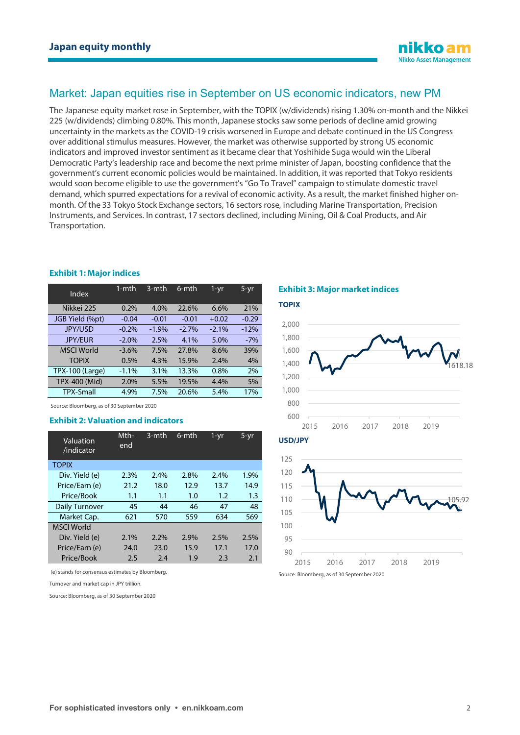## Market: Japan equities rise in September on US economic indicators, new PM

The Japanese equity market rose in September, with the TOPIX (w/dividends) rising 1.30% on-month and the Nikkei 225 (w/dividends) climbing 0.80%. This month, Japanese stocks saw some periods of decline amid growing uncertainty in the markets as the COVID-19 crisis worsened in Europe and debate continued in the US Congress over additional stimulus measures. However, the market was otherwise supported by strong US economic indicators and improved investor sentiment as it became clear that Yoshihide Suga would win the Liberal Democratic Party's leadership race and become the next prime minister of Japan, boosting confidence that the government's current economic policies would be maintained. In addition, it was reported that Tokyo residents would soon become eligible to use the government's "Go To Travel" campaign to stimulate domestic travel demand, which spurred expectations for a revival of economic activity. As a result, the market finished higher on-month. Of the 33 Tokyo Stock Exchange sectors, 16 sectors rose, including Marine Transportation, Precision Instruments, and Services. In contrast, 17 sectors declined, including Mining, Oil & Coal Products, and Air Transportation.

### Exhibit 1: Major indices

| Index | 1-mth | 3-mth | 6-mth | 1-yr | 5-yr |
|---|---|---|---|---|---|
| Nikkei 225 | 0.2% | 4.0% | 22.6% | 6.6% | 21% |
| JGB Yield (%pt) | -0.04 | -0.01 | -0.01 | +0.02 | -0.29 |
| JPY/USD | -0.2% | -1.9% | -2.7% | -2.1% | -12% |
| JPY/EUR | -2.0% | 2.5% | 4.1% | 5.0% | -7% |
| MSCI World | -3.6% | 7.5% | 27.8% | 8.6% | 39% |
| TOPIX | 0.5% | 4.3% | 15.9% | 2.4% | 4% |
| TPX-100 (Large) | -1.1% | 3.1% | 13.3% | 0.8% | 2% |
| TPX-400 (Mid) | 2.0% | 5.5% | 19.5% | 4.4% | 5% |
| TPX-Small | 4.9% | 7.5% | 20.6% | 5.4% | 17% |

Source: Bloomberg, as of 30 September 2020

### Exhibit 2: Valuation and indicators

| Valuation /indicator | Mth-end | 3-mth | 6-mth | 1-yr | 5-yr |
|---|---|---|---|---|---|
| TOPIX | | | | | |
| Div. Yield (e) | 2.3% | 2.4% | 2.8% | 2.4% | 1.9% |
| Price/Earn (e) | 21.2 | 18.0 | 12.9 | 13.7 | 14.9 |
| Price/Book | 1.1 | 1.1 | 1.0 | 1.2 | 1.3 |
| Daily Turnover | 45 | 44 | 46 | 47 | 48 |
| Market Cap. | 621 | 570 | 559 | 634 | 569 |
| MSCI World | | | | | |
| Div. Yield (e) | 2.1% | 2.2% | 2.9% | 2.5% | 2.5% |
| Price/Earn (e) | 24.0 | 23.0 | 15.9 | 17.1 | 17.0 |
| Price/Book | 2.5 | 2.4 | 1.9 | 2.3 | 2.1 |

(e) stands for consensus estimates by Bloomberg.

Turnover and market cap in JPY trillion.

Source: Bloomberg, as of 30 September 2020

### Exhibit 3: Major market indices

**TOPIX**

2,000
1,800
1,600
1,400
1,200
1,000
800
600
2015 2016 2017 2018 2019
1618.18

**USD/JPY**

125
120
115
110
105
100
95
90
2015 2016 2017 2018 2019
105.92

Source: Bloomberg, as of 30 September 2020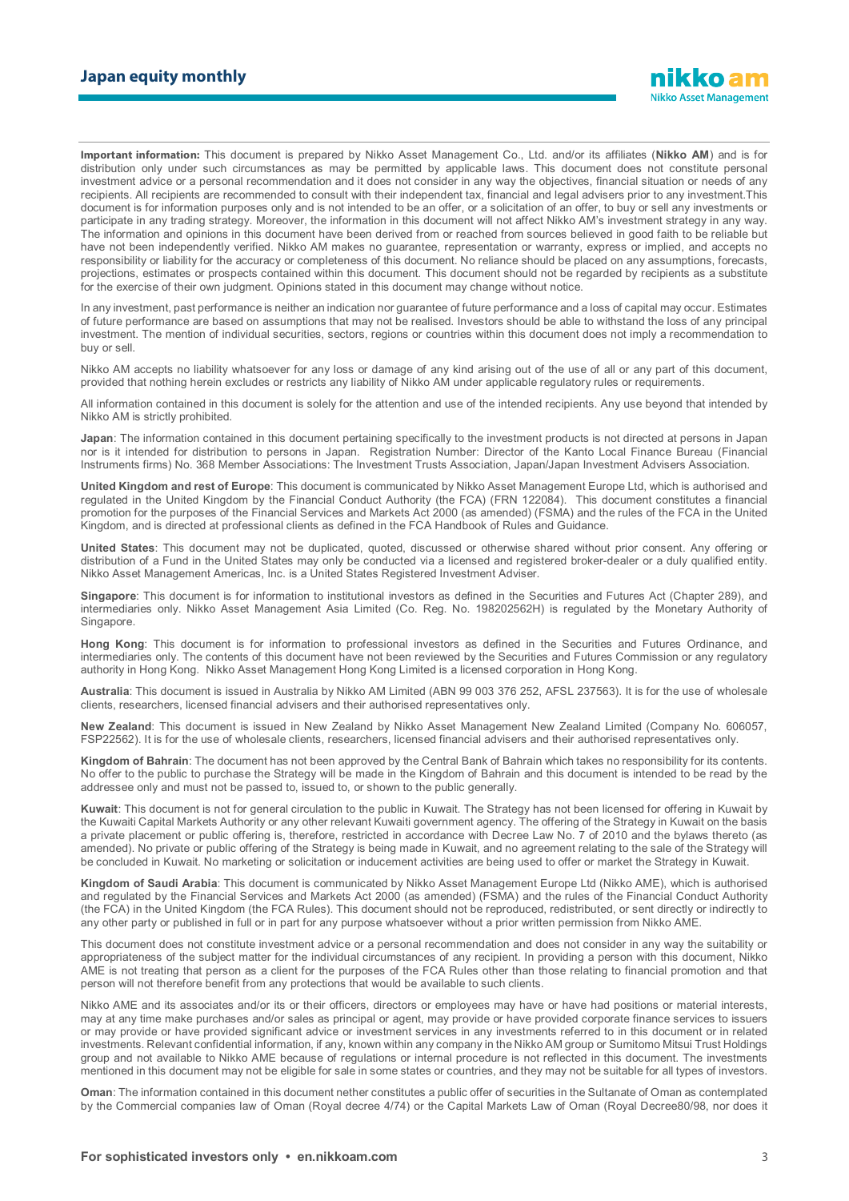**Important information:** This document is prepared by Nikko Asset Management Co., Ltd. and/or its affiliates (**Nikko AM**) and is for distribution only under such circumstances as may be permitted by applicable laws. This document does not constitute personal investment advice or a personal recommendation and it does not consider in any way the objectives, financial situation or needs of any recipients. All recipients are recommended to consult with their independent tax, financial and legal advisers prior to any investment.This document is for information purposes only and is not intended to be an offer, or a solicitation of an offer, to buy or sell any investments or participate in any trading strategy. Moreover, the information in this document will not affect Nikko AM's investment strategy in any way. The information and opinions in this document have been derived from or reached from sources believed in good faith to be reliable but have not been independently verified. Nikko AM makes no guarantee, representation or warranty, express or implied, and accepts no responsibility or liability for the accuracy or completeness of this document. No reliance should be placed on any assumptions, forecasts, projections, estimates or prospects contained within this document. This document should not be regarded by recipients as a substitute for the exercise of their own judgment. Opinions stated in this document may change without notice.

In any investment, past performance is neither an indication nor guarantee of future performance and a loss of capital may occur. Estimates of future performance are based on assumptions that may not be realised. Investors should be able to withstand the loss of any principal investment. The mention of individual securities, sectors, regions or countries within this document does not imply a recommendation to buy or sell.

Nikko AM accepts no liability whatsoever for any loss or damage of any kind arising out of the use of all or any part of this document, provided that nothing herein excludes or restricts any liability of Nikko AM under applicable regulatory rules or requirements.

All information contained in this document is solely for the attention and use of the intended recipients. Any use beyond that intended by Nikko AM is strictly prohibited.

**Japan**: The information contained in this document pertaining specifically to the investment products is not directed at persons in Japan nor is it intended for distribution to persons in Japan. Registration Number: Director of the Kanto Local Finance Bureau (Financial Instruments firms) No. 368 Member Associations: The Investment Trusts Association, Japan/Japan Investment Advisers Association.

**United Kingdom and rest of Europe**: This document is communicated by Nikko Asset Management Europe Ltd, which is authorised and regulated in the United Kingdom by the Financial Conduct Authority (the FCA) (FRN 122084). This document constitutes a financial promotion for the purposes of the Financial Services and Markets Act 2000 (as amended) (FSMA) and the rules of the FCA in the United Kingdom, and is directed at professional clients as defined in the FCA Handbook of Rules and Guidance.

**United States**: This document may not be duplicated, quoted, discussed or otherwise shared without prior consent. Any offering or distribution of a Fund in the United States may only be conducted via a licensed and registered broker-dealer or a duly qualified entity. Nikko Asset Management Americas, Inc. is a United States Registered Investment Adviser.

**Singapore**: This document is for information to institutional investors as defined in the Securities and Futures Act (Chapter 289), and intermediaries only. Nikko Asset Management Asia Limited (Co. Reg. No. 198202562H) is regulated by the Monetary Authority of Singapore.

**Hong Kong**: This document is for information to professional investors as defined in the Securities and Futures Ordinance, and intermediaries only. The contents of this document have not been reviewed by the Securities and Futures Commission or any regulatory authority in Hong Kong. Nikko Asset Management Hong Kong Limited is a licensed corporation in Hong Kong.

**Australia**: This document is issued in Australia by Nikko AM Limited (ABN 99 003 376 252, AFSL 237563). It is for the use of wholesale clients, researchers, licensed financial advisers and their authorised representatives only.

**New Zealand**: This document is issued in New Zealand by Nikko Asset Management New Zealand Limited (Company No. 606057, FSP22562). It is for the use of wholesale clients, researchers, licensed financial advisers and their authorised representatives only.

**Kingdom of Bahrain**: The document has not been approved by the Central Bank of Bahrain which takes no responsibility for its contents. No offer to the public to purchase the Strategy will be made in the Kingdom of Bahrain and this document is intended to be read by the addressee only and must not be passed to, issued to, or shown to the public generally.

**Kuwait**: This document is not for general circulation to the public in Kuwait. The Strategy has not been licensed for offering in Kuwait by the Kuwaiti Capital Markets Authority or any other relevant Kuwaiti government agency. The offering of the Strategy in Kuwait on the basis a private placement or public offering is, therefore, restricted in accordance with Decree Law No. 7 of 2010 and the bylaws thereto (as amended). No private or public offering of the Strategy is being made in Kuwait, and no agreement relating to the sale of the Strategy will be concluded in Kuwait. No marketing or solicitation or inducement activities are being used to offer or market the Strategy in Kuwait.

**Kingdom of Saudi Arabia**: This document is communicated by Nikko Asset Management Europe Ltd (Nikko AME), which is authorised and regulated by the Financial Services and Markets Act 2000 (as amended) (FSMA) and the rules of the Financial Conduct Authority (the FCA) in the United Kingdom (the FCA Rules). This document should not be reproduced, redistributed, or sent directly or indirectly to any other party or published in full or in part for any purpose whatsoever without a prior written permission from Nikko AME.

This document does not constitute investment advice or a personal recommendation and does not consider in any way the suitability or appropriateness of the subject matter for the individual circumstances of any recipient. In providing a person with this document, Nikko AME is not treating that person as a client for the purposes of the FCA Rules other than those relating to financial promotion and that person will not therefore benefit from any protections that would be available to such clients.

Nikko AME and its associates and/or its or their officers, directors or employees may have or have had positions or material interests, may at any time make purchases and/or sales as principal or agent, may provide or have provided corporate finance services to issuers or may provide or have provided significant advice or investment services in any investments referred to in this document or in related investments. Relevant confidential information, if any, known within any company in the Nikko AM group or Sumitomo Mitsui Trust Holdings group and not available to Nikko AME because of regulations or internal procedure is not reflected in this document. The investments mentioned in this document may not be eligible for sale in some states or countries, and they may not be suitable for all types of investors.

**Oman**: The information contained in this document nether constitutes a public offer of securities in the Sultanate of Oman as contemplated by the Commercial companies law of Oman (Royal decree 4/74) or the Capital Markets Law of Oman (Royal Decree80/98, nor does it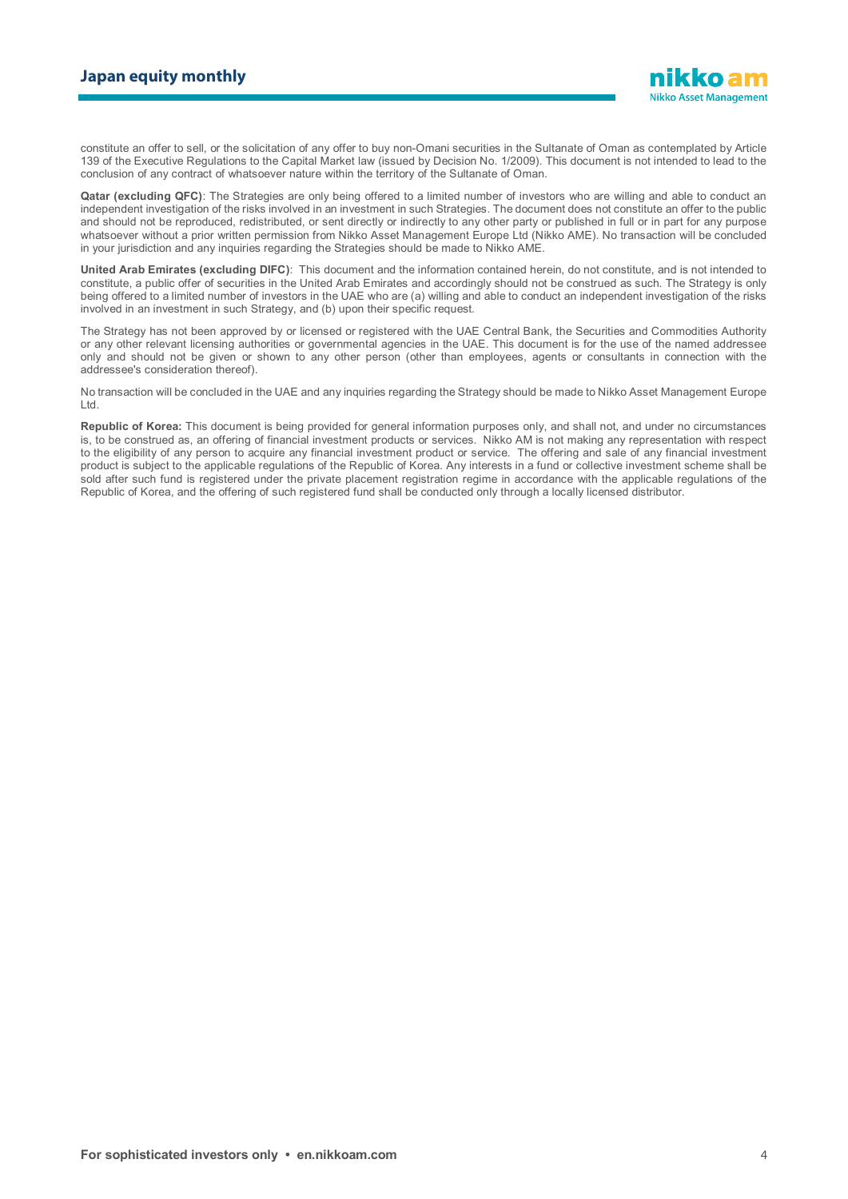constitute an offer to sell, or the solicitation of any offer to buy non-Omani securities in the Sultanate of Oman as contemplated by Article 139 of the Executive Regulations to the Capital Market law (issued by Decision No. 1/2009). This document is not intended to lead to the conclusion of any contract of whatsoever nature within the territory of the Sultanate of Oman.

**Qatar (excluding QFC)**: The Strategies are only being offered to a limited number of investors who are willing and able to conduct an independent investigation of the risks involved in an investment in such Strategies. The document does not constitute an offer to the public and should not be reproduced, redistributed, or sent directly or indirectly to any other party or published in full or in part for any purpose whatsoever without a prior written permission from Nikko Asset Management Europe Ltd (Nikko AME). No transaction will be concluded in your jurisdiction and any inquiries regarding the Strategies should be made to Nikko AME.

**United Arab Emirates (excluding DIFC)**: This document and the information contained herein, do not constitute, and is not intended to constitute, a public offer of securities in the United Arab Emirates and accordingly should not be construed as such. The Strategy is only being offered to a limited number of investors in the UAE who are (a) willing and able to conduct an independent investigation of the risks involved in an investment in such Strategy, and (b) upon their specific request.

The Strategy has not been approved by or licensed or registered with the UAE Central Bank, the Securities and Commodities Authority or any other relevant licensing authorities or governmental agencies in the UAE. This document is for the use of the named addressee only and should not be given or shown to any other person (other than employees, agents or consultants in connection with the addressee's consideration thereof).

No transaction will be concluded in the UAE and any inquiries regarding the Strategy should be made to Nikko Asset Management Europe Ltd.

**Republic of Korea:** This document is being provided for general information purposes only, and shall not, and under no circumstances is, to be construed as, an offering of financial investment products or services. Nikko AM is not making any representation with respect to the eligibility of any person to acquire any financial investment product or service. The offering and sale of any financial investment product is subject to the applicable regulations of the Republic of Korea. Any interests in a fund or collective investment scheme shall be sold after such fund is registered under the private placement registration regime in accordance with the applicable regulations of the Republic of Korea, and the offering of such registered fund shall be conducted only through a locally licensed distributor.